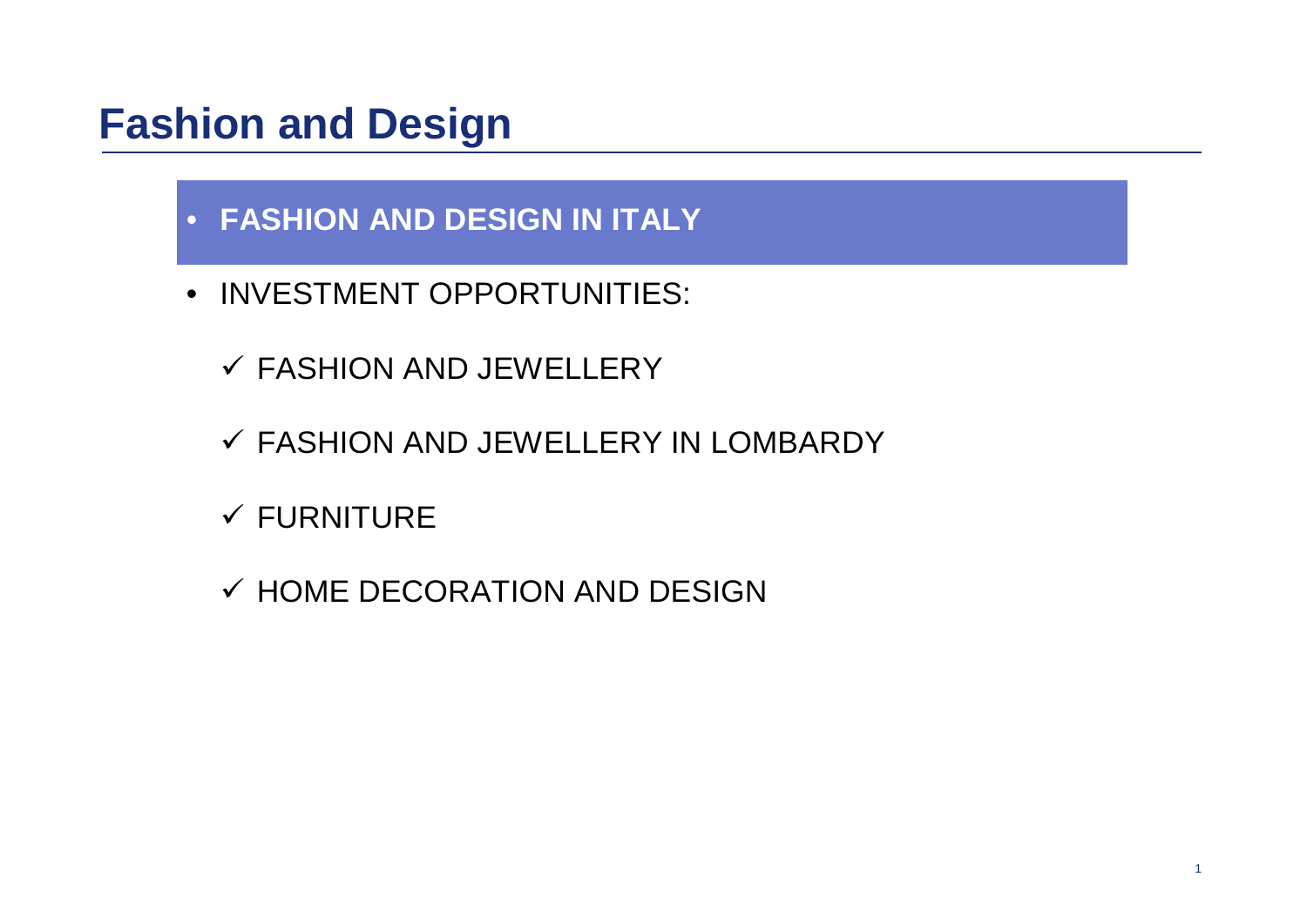# Fashion and Design

- **FASHION AND DESIGN IN ITALY**
- INVESTMENT OPPORTUNITIES:
  - ✓ FASHION AND JEWELLERY
  - ✓ FASHION AND JEWELLERY IN LOMBARDY
  - ✓ FURNITURE
  - ✓ HOME DECORATION AND DESIGN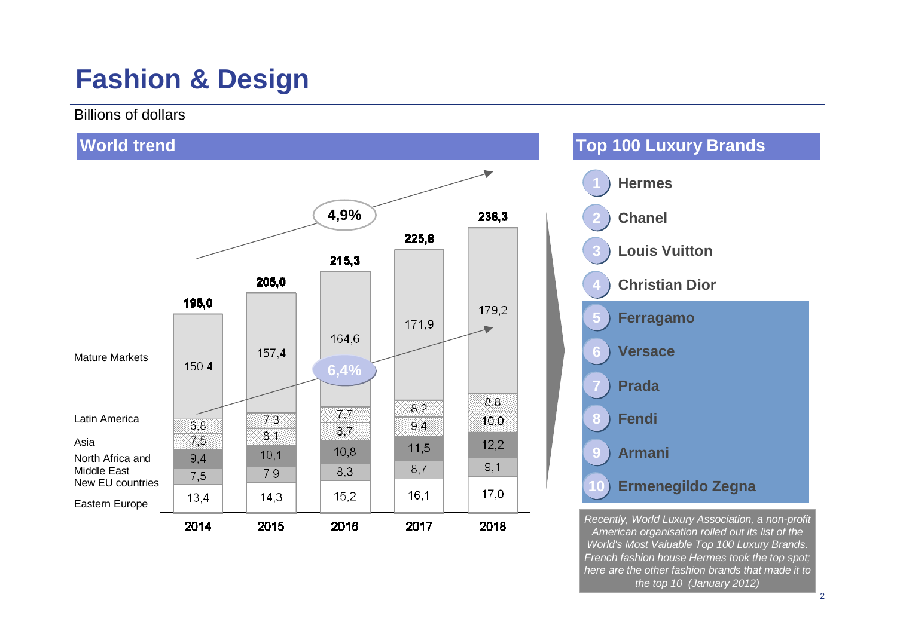# Fashion & Design

Billions of dollars

## World trend

| | 2014 | 2015 | 2016 | 2017 | 2018 |
|---|---|---|---|---|---|
| Mature Markets | 150,4 | 157,4 | 164,6 | 171,9 | 179,2 |
| Latin America | 6,8 | 7,3 | 7,7 | 8,2 | 8,8 |
| Asia | 7,5 | 8,1 | 8,7 | 9,4 | 10,0 |
| North Africa and Middle East | 9,4 | 10,1 | 10,8 | 11,5 | 12,2 |
| New EU countries | 7,5 | 7,9 | 8,3 | 8,7 | 9,1 |
| Eastern Europe | 13,4 | 14,3 | 15,2 | 16,1 | 17,0 |
| **Total** | **195,0** | **205,0** | **215,3** | **225,8** | **236,3** |

Growth (total): 4,9%

Growth (emerging markets): 6,4%

## Top 100 Luxury Brands

1. Hermes
2. Chanel
3. Louis Vuitton
4. Christian Dior
5. Ferragamo
6. Versace
7. Prada
8. Fendi
9. Armani
10. Ermenegildo Zegna

*Recently, World Luxury Association, a non-profit American organisation rolled out its list of the World's Most Valuable Top 100 Luxury Brands. French fashion house Hermes took the top spot; here are the other fashion brands that made it to the top 10 (January 2012)*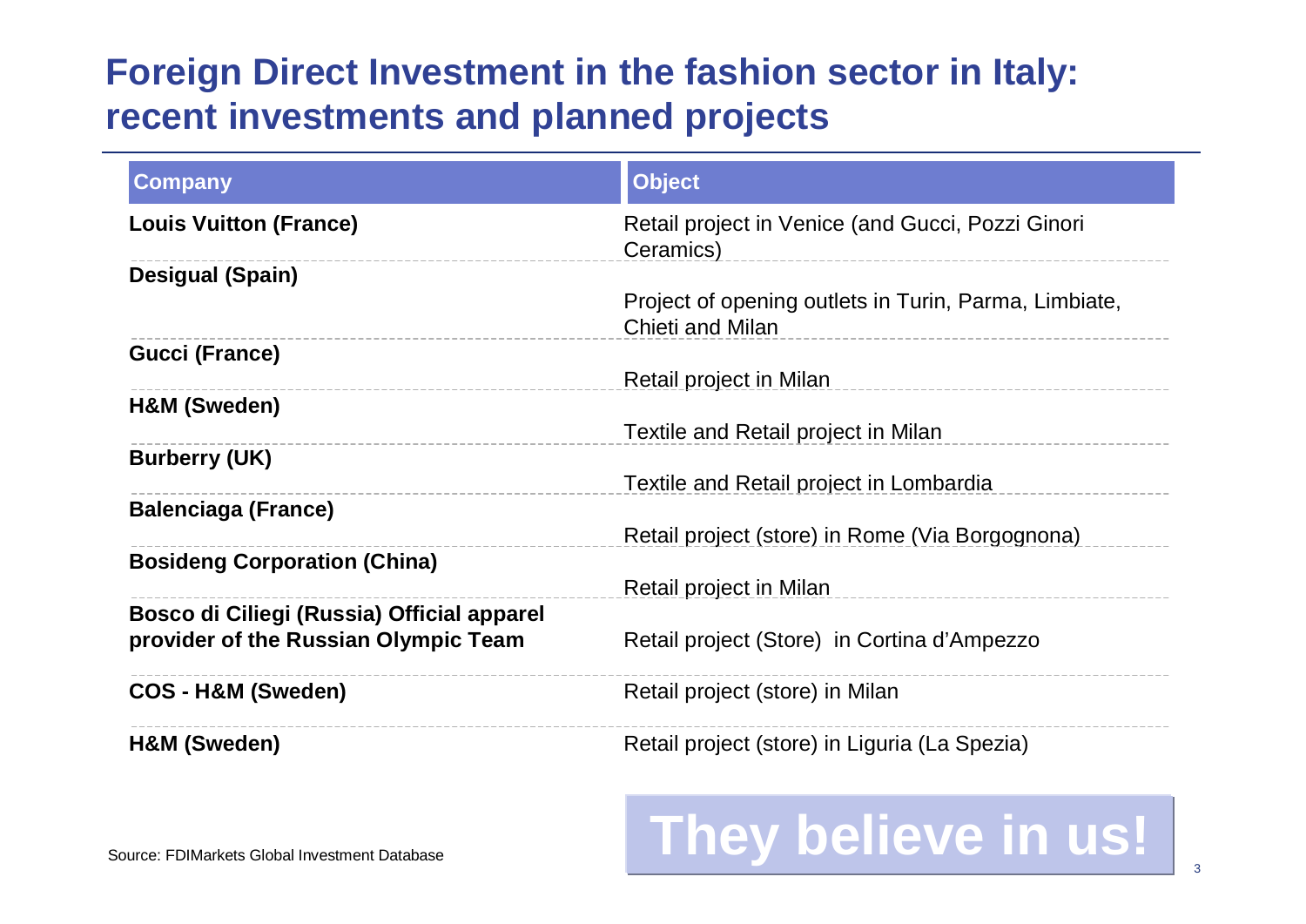# Foreign Direct Investment in the fashion sector in Italy: recent investments and planned projects

| Company | Object |
|---|---|
| **Louis Vuitton (France)** | Retail project in Venice (and Gucci, Pozzi Ginori Ceramics) |
| **Desigual (Spain)** | Project of opening outlets in Turin, Parma, Limbiate, Chieti and Milan |
| **Gucci (France)** | Retail project in Milan |
| **H&M (Sweden)** | Textile and Retail project in Milan |
| **Burberry (UK)** | Textile and Retail project in Lombardia |
| **Balenciaga (France)** | Retail project (store) in Rome (Via Borgognona) |
| **Bosideng Corporation (China)** | Retail project in Milan |
| **Bosco di Ciliegi (Russia) Official apparel provider of the Russian Olympic Team** | Retail project (Store) in Cortina d'Ampezzo |
| **COS - H&M (Sweden)** | Retail project (store) in Milan |
| **H&M (Sweden)** | Retail project (store) in Liguria (La Spezia) |

Source: FDIMarkets Global Investment Database

**They believe in us!**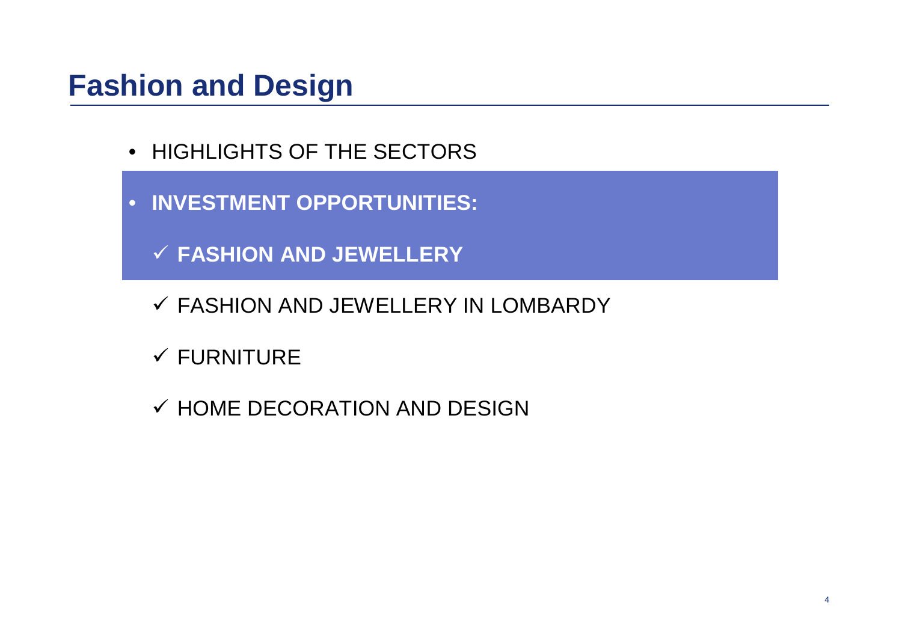# Fashion and Design

- HIGHLIGHTS OF THE SECTORS
- **INVESTMENT OPPORTUNITIES:**
  - ✓ **FASHION AND JEWELLERY**
  - ✓ FASHION AND JEWELLERY IN LOMBARDY
  - ✓ FURNITURE
  - ✓ HOME DECORATION AND DESIGN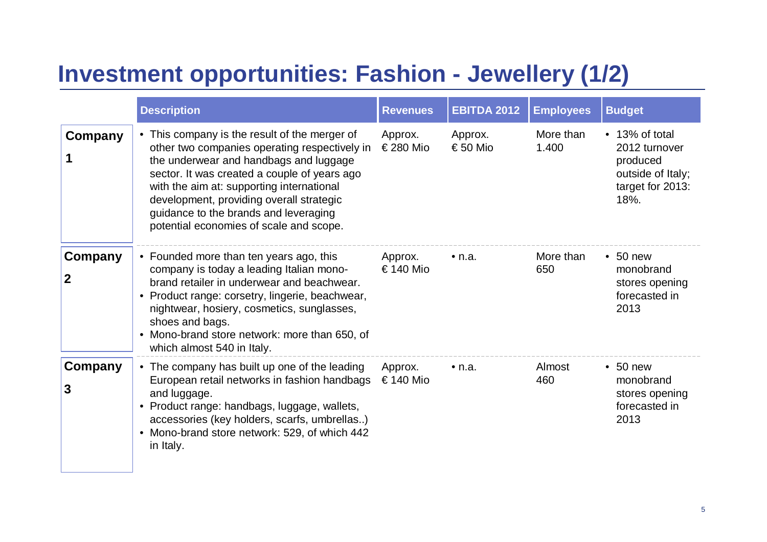# Investment opportunities: Fashion - Jewellery (1/2)

| | Description | Revenues | EBITDA 2012 | Employees | Budget |
|---|---|---|---|---|---|
| **Company 1** | • This company is the result of the merger of other two companies operating respectively in the underwear and handbags and luggage sector. It was created a couple of years ago with the aim at: supporting international development, providing overall strategic guidance to the brands and leveraging potential economies of scale and scope. | Approx. € 280 Mio | Approx. € 50 Mio | More than 1.400 | • 13% of total 2012 turnover produced outside of Italy; target for 2013: 18%. |
| **Company 2** | • Founded more than ten years ago, this company is today a leading Italian mono-brand retailer in underwear and beachwear.<br>• Product range: corsetry, lingerie, beachwear, nightwear, hosiery, cosmetics, sunglasses, shoes and bags.<br>• Mono-brand store network: more than 650, of which almost 540 in Italy. | Approx. € 140 Mio | • n.a. | More than 650 | • 50 new monobrand stores opening forecasted in 2013 |
| **Company 3** | • The company has built up one of the leading European retail networks in fashion handbags and luggage.<br>• Product range: handbags, luggage, wallets, accessories (key holders, scarfs, umbrellas..)<br>• Mono-brand store network: 529, of which 442 in Italy. | Approx. € 140 Mio | • n.a. | Almost 460 | • 50 new monobrand stores opening forecasted in 2013 |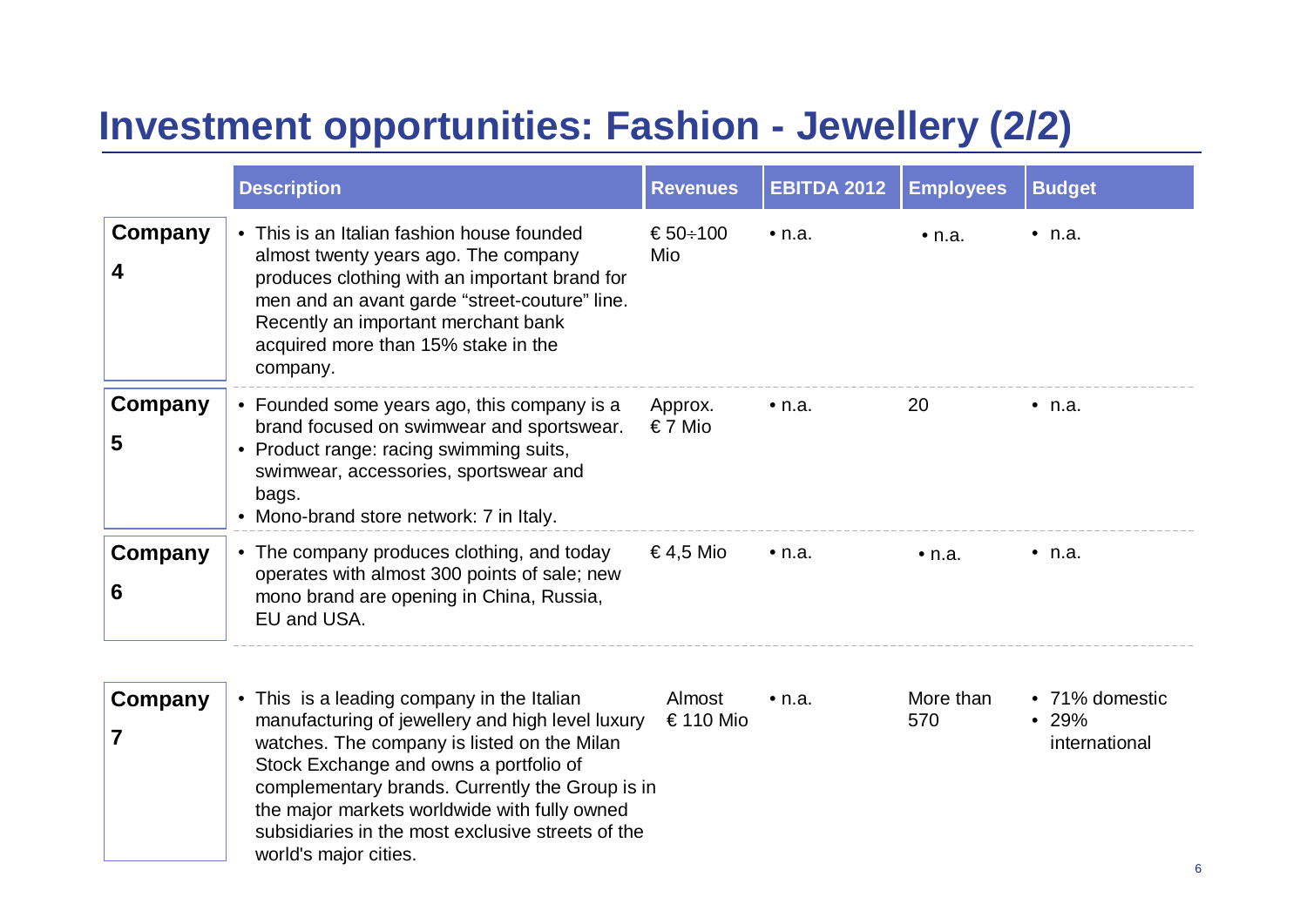# Investment opportunities: Fashion - Jewellery (2/2)

| | Description | Revenues | EBITDA 2012 | Employees | Budget |
|---|---|---|---|---|---|
| **Company 4** | • This is an Italian fashion house founded almost twenty years ago. The company produces clothing with an important brand for men and an avant garde "street-couture" line. Recently an important merchant bank acquired more than 15% stake in the company. | € 50÷100 Mio | • n.a. | • n.a. | • n.a. |
| **Company 5** | • Founded some years ago, this company is a brand focused on swimwear and sportswear.<br>• Product range: racing swimming suits, swimwear, accessories, sportswear and bags.<br>• Mono-brand store network: 7 in Italy. | Approx. € 7 Mio | • n.a. | 20 | • n.a. |
| **Company 6** | • The company produces clothing, and today operates with almost 300 points of sale; new mono brand are opening in China, Russia, EU and USA. | € 4,5 Mio | • n.a. | • n.a. | • n.a. |
| **Company 7** | • This is a leading company in the Italian manufacturing of jewellery and high level luxury watches. The company is listed on the Milan Stock Exchange and owns a portfolio of complementary brands. Currently the Group is in the major markets worldwide with fully owned subsidiaries in the most exclusive streets of the world's major cities. | Almost € 110 Mio | • n.a. | More than 570 | • 71% domestic<br>• 29% international |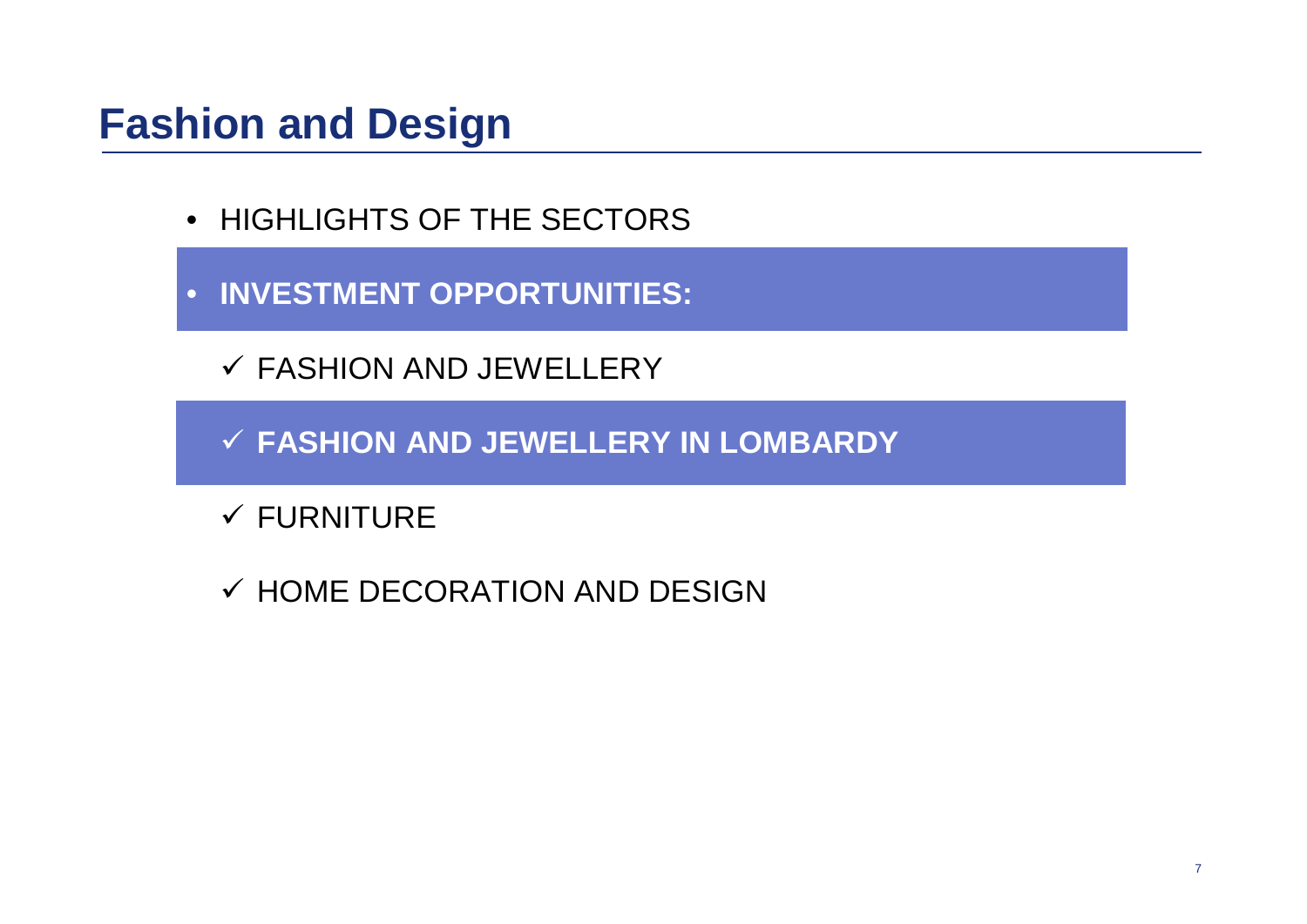# Fashion and Design

- HIGHLIGHTS OF THE SECTORS
- **INVESTMENT OPPORTUNITIES:**
  - ✓ FASHION AND JEWELLERY
  - ✓ **FASHION AND JEWELLERY IN LOMBARDY**
  - ✓ FURNITURE
  - ✓ HOME DECORATION AND DESIGN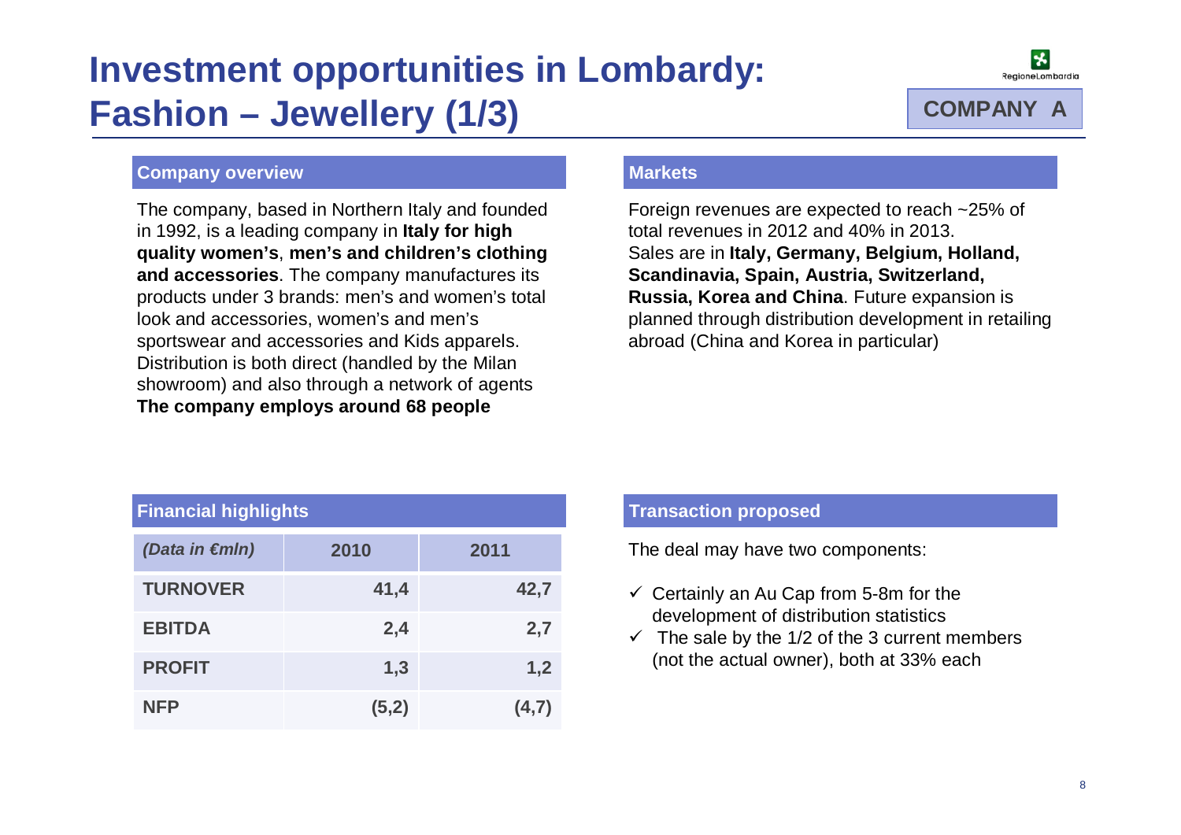# Investment opportunities in Lombardy: Fashion – Jewellery (1/3)

**COMPANY A**

## Company overview

The company, based in Northern Italy and founded in 1992, is a leading company in **Italy for high quality women's**, **men's and children's clothing and accessories**. The company manufactures its products under 3 brands: men's and women's total look and accessories, women's and men's sportswear and accessories and Kids apparels. Distribution is both direct (handled by the Milan showroom) and also through a network of agents
**The company employs around 68 people**

## Markets

Foreign revenues are expected to reach ~25% of total revenues in 2012 and 40% in 2013.
Sales are in **Italy, Germany, Belgium, Holland, Scandinavia, Spain, Austria, Switzerland, Russia, Korea and China**. Future expansion is planned through distribution development in retailing abroad (China and Korea in particular)

## Financial highlights

| *(Data in €mln)* | 2010 | 2011 |
|---|---|---|
| **TURNOVER** | 41,4 | 42,7 |
| **EBITDA** | 2,4 | 2,7 |
| **PROFIT** | 1,3 | 1,2 |
| **NFP** | (5,2) | (4,7) |

## Transaction proposed

The deal may have two components:

- ✓ Certainly an Au Cap from 5-8m for the development of distribution statistics
- ✓ The sale by the 1/2 of the 3 current members (not the actual owner), both at 33% each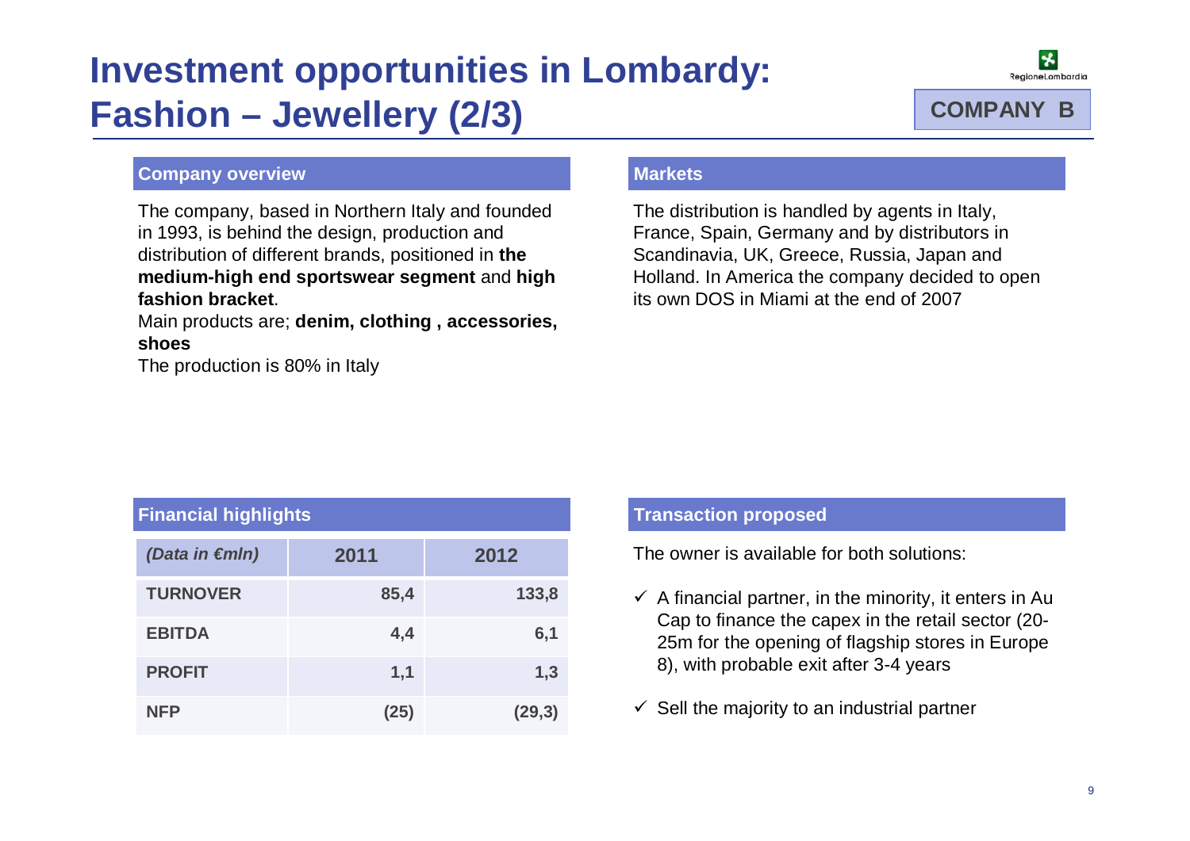# Investment opportunities in Lombardy: Fashion – Jewellery (2/3)

**COMPANY B**

## Company overview

The company, based in Northern Italy and founded in 1993, is behind the design, production and distribution of different brands, positioned in **the medium-high end sportswear segment** and **high fashion bracket**.

Main products are; **denim, clothing , accessories, shoes**

The production is 80% in Italy

## Markets

The distribution is handled by agents in Italy, France, Spain, Germany and by distributors in Scandinavia, UK, Greece, Russia, Japan and Holland. In America the company decided to open its own DOS in Miami at the end of 2007

## Financial highlights

| *(Data in €mln)* | 2011 | 2012 |
|---|---|---|
| **TURNOVER** | 85,4 | 133,8 |
| **EBITDA** | 4,4 | 6,1 |
| **PROFIT** | 1,1 | 1,3 |
| **NFP** | (25) | (29,3) |

## Transaction proposed

The owner is available for both solutions:

- ✓ A financial partner, in the minority, it enters in Au Cap to finance the capex in the retail sector (20-25m for the opening of flagship stores in Europe 8), with probable exit after 3-4 years
- ✓ Sell the majority to an industrial partner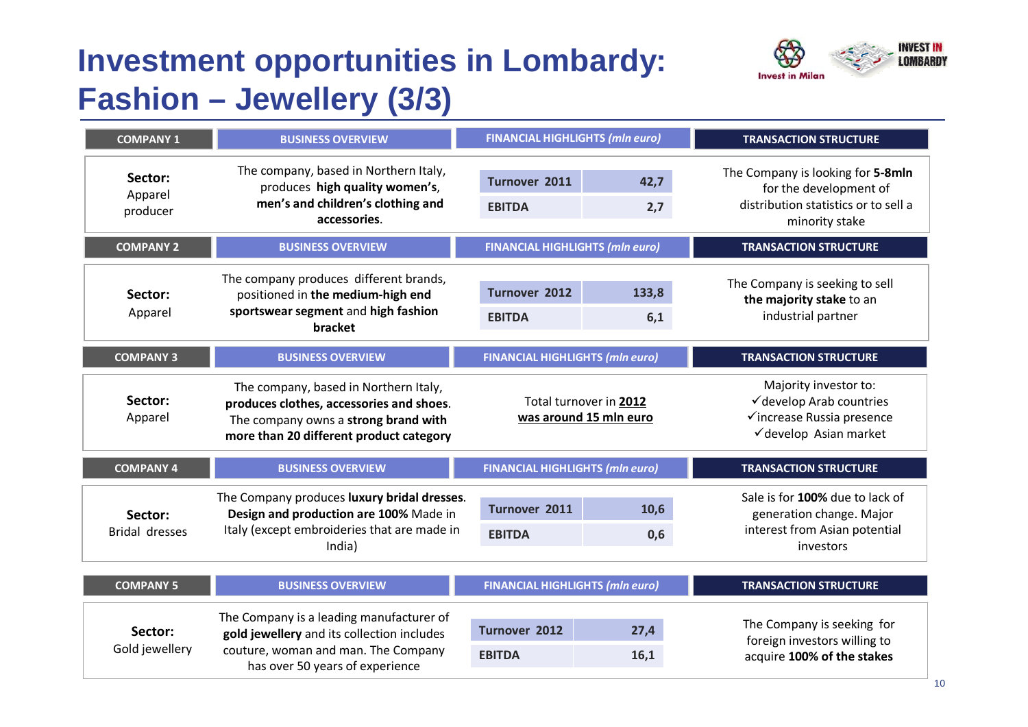# Investment opportunities in Lombardy: Fashion – Jewellery (3/3)

| COMPANY 1 | BUSINESS OVERVIEW | FINANCIAL HIGHLIGHTS *(mln euro)* | TRANSACTION STRUCTURE |
|---|---|---|---|
| **Sector:** Apparel producer | The company, based in Northern Italy, produces **high quality women's, men's and children's clothing and accessories**. | **Turnover 2011**: 42,7<br>**EBITDA**: 2,7 | The Company is looking for **5-8mln** for the development of distribution statistics or to sell a minority stake |

| COMPANY 2 | BUSINESS OVERVIEW | FINANCIAL HIGHLIGHTS *(mln euro)* | TRANSACTION STRUCTURE |
|---|---|---|---|
| **Sector:** Apparel | The company produces different brands, positioned in **the medium-high end sportswear segment** and **high fashion bracket** | **Turnover 2012**: 133,8<br>**EBITDA**: 6,1 | The Company is seeking to sell **the majority stake** to an industrial partner |

| COMPANY 3 | BUSINESS OVERVIEW | FINANCIAL HIGHLIGHTS *(mln euro)* | TRANSACTION STRUCTURE |
|---|---|---|---|
| **Sector:** Apparel | The company, based in Northern Italy, **produces clothes, accessories and shoes**. The company owns a **strong brand with more than 20 different product category** | Total turnover in **2012** was around 15 mln euro | Majority investor to:<br>✓develop Arab countries<br>✓increase Russia presence<br>✓develop Asian market |

| COMPANY 4 | BUSINESS OVERVIEW | FINANCIAL HIGHLIGHTS *(mln euro)* | TRANSACTION STRUCTURE |
|---|---|---|---|
| **Sector:** Bridal dresses | The Company produces **luxury bridal dresses**. **Design and production are 100%** Made in Italy (except embroideries that are made in India) | **Turnover 2011**: 10,6<br>**EBITDA**: 0,6 | Sale is for **100%** due to lack of generation change. Major interest from Asian potential investors |

| COMPANY 5 | BUSINESS OVERVIEW | FINANCIAL HIGHLIGHTS *(mln euro)* | TRANSACTION STRUCTURE |
|---|---|---|---|
| **Sector:** Gold jewellery | The Company is a leading manufacturer of **gold jewellery** and its collection includes couture, woman and man. The Company has over 50 years of experience | **Turnover 2012**: 27,4<br>**EBITDA**: 16,1 | The Company is seeking for foreign investors willing to acquire **100% of the stakes** |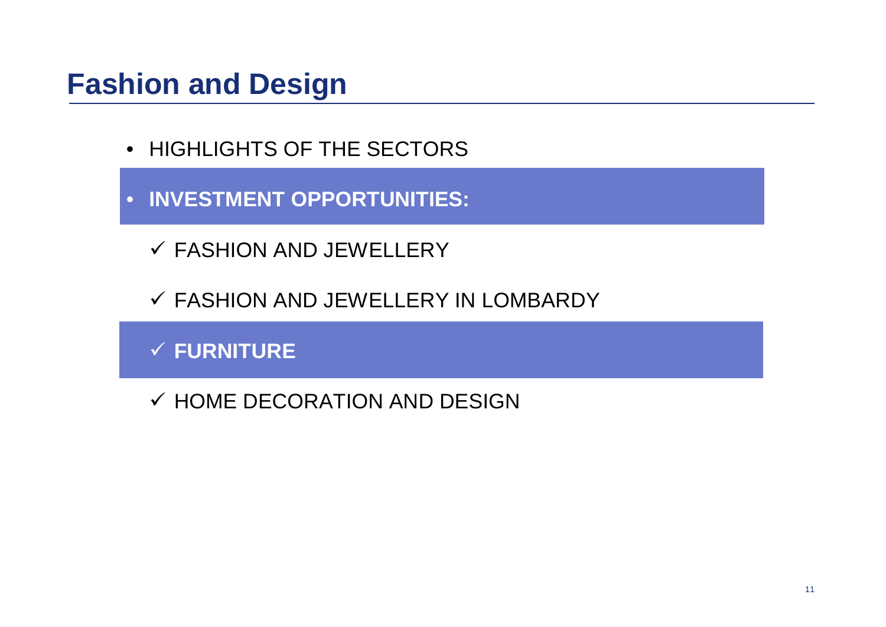# Fashion and Design

- HIGHLIGHTS OF THE SECTORS
- **INVESTMENT OPPORTUNITIES:**
  - ✓ FASHION AND JEWELLERY
  - ✓ FASHION AND JEWELLERY IN LOMBARDY
  - ✓ **FURNITURE**
  - ✓ HOME DECORATION AND DESIGN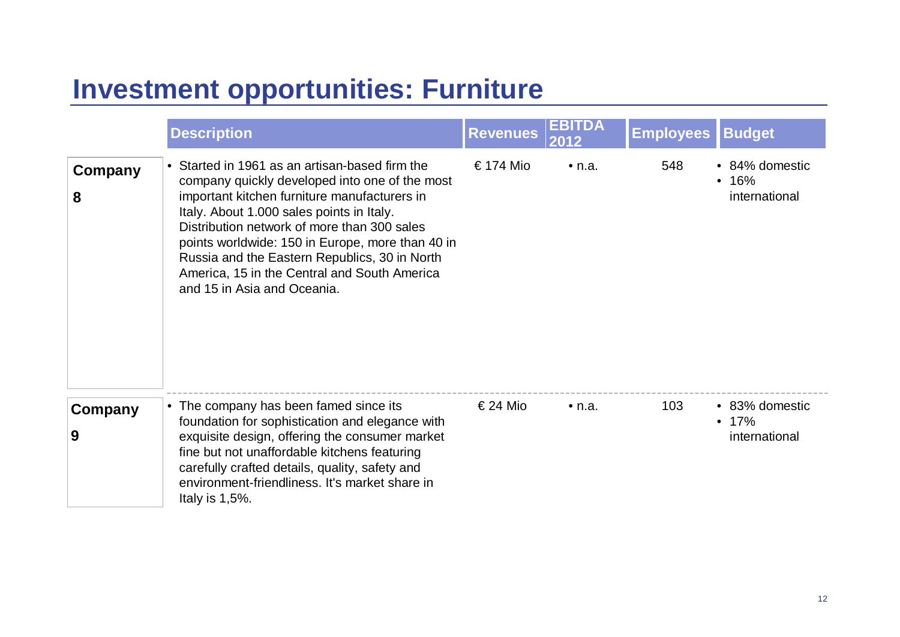# Investment opportunities: Furniture

| | Description | Revenues | EBITDA 2012 | Employees | Budget |
|---|---|---|---|---|---|
| **Company 8** | • Started in 1961 as an artisan-based firm the company quickly developed into one of the most important kitchen furniture manufacturers in Italy. About 1.000 sales points in Italy. Distribution network of more than 300 sales points worldwide: 150 in Europe, more than 40 in Russia and the Eastern Republics, 30 in North America, 15 in the Central and South America and 15 in Asia and Oceania. | € 174 Mio | • n.a. | 548 | • 84% domestic<br>• 16% international |
| **Company 9** | • The company has been famed since its foundation for sophistication and elegance with exquisite design, offering the consumer market fine but not unaffordable kitchens featuring carefully crafted details, quality, safety and environment-friendliness. It's market share in Italy is 1,5%. | € 24 Mio | • n.a. | 103 | • 83% domestic<br>• 17% international |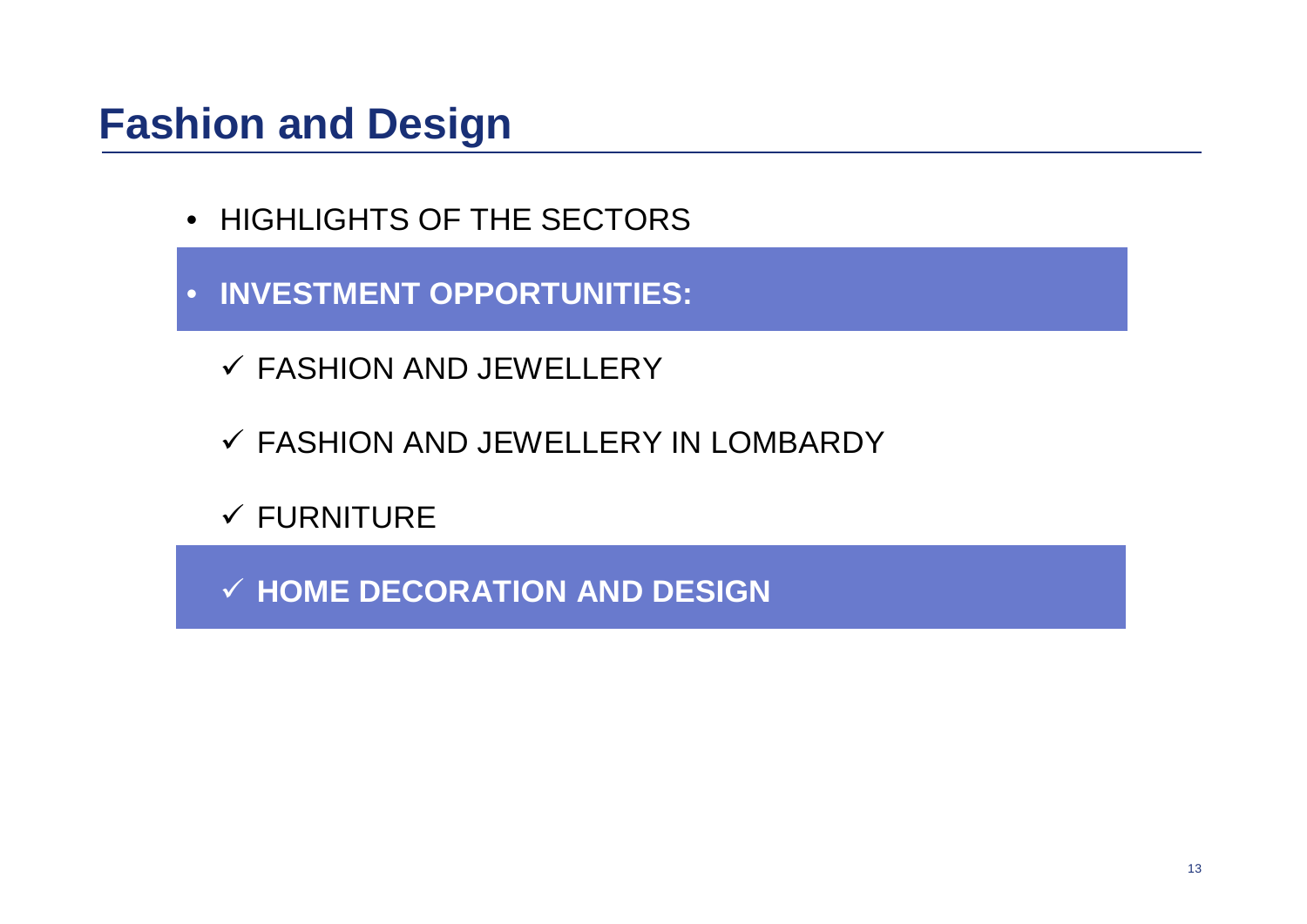# Fashion and Design

- HIGHLIGHTS OF THE SECTORS
- **INVESTMENT OPPORTUNITIES:**

  ✓ FASHION AND JEWELLERY

  ✓ FASHION AND JEWELLERY IN LOMBARDY

  ✓ FURNITURE

  ✓ **HOME DECORATION AND DESIGN**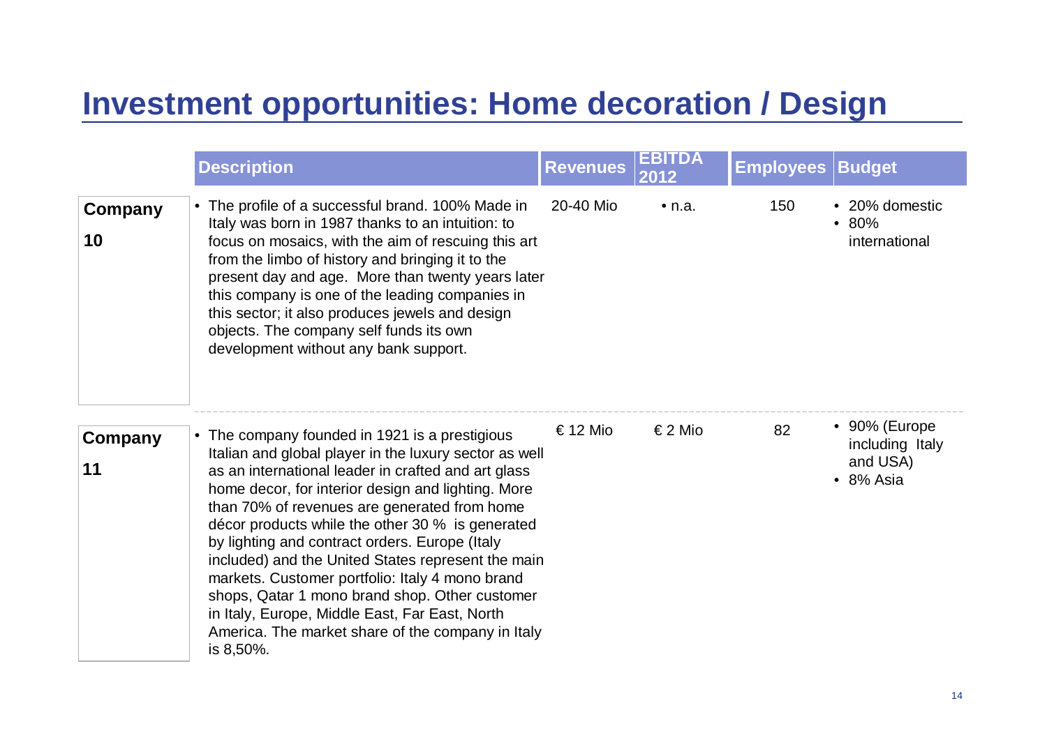# Investment opportunities: Home decoration / Design

| | Description | Revenues | EBITDA 2012 | Employees | Budget |
|---|---|---|---|---|---|
| **Company 10** | • The profile of a successful brand. 100% Made in Italy was born in 1987 thanks to an intuition: to focus on mosaics, with the aim of rescuing this art from the limbo of history and bringing it to the present day and age. More than twenty years later this company is one of the leading companies in this sector; it also produces jewels and design objects. The company self funds its own development without any bank support. | 20-40 Mio | • n.a. | 150 | • 20% domestic<br>• 80% international |
| **Company 11** | • The company founded in 1921 is a prestigious Italian and global player in the luxury sector as well as an international leader in crafted and art glass home decor, for interior design and lighting. More than 70% of revenues are generated from home décor products while the other 30 % is generated by lighting and contract orders. Europe (Italy included) and the United States represent the main markets. Customer portfolio: Italy 4 mono brand shops, Qatar 1 mono brand shop. Other customer in Italy, Europe, Middle East, Far East, North America. The market share of the company in Italy is 8,50%. | € 12 Mio | € 2 Mio | 82 | • 90% (Europe including Italy and USA)<br>• 8% Asia |